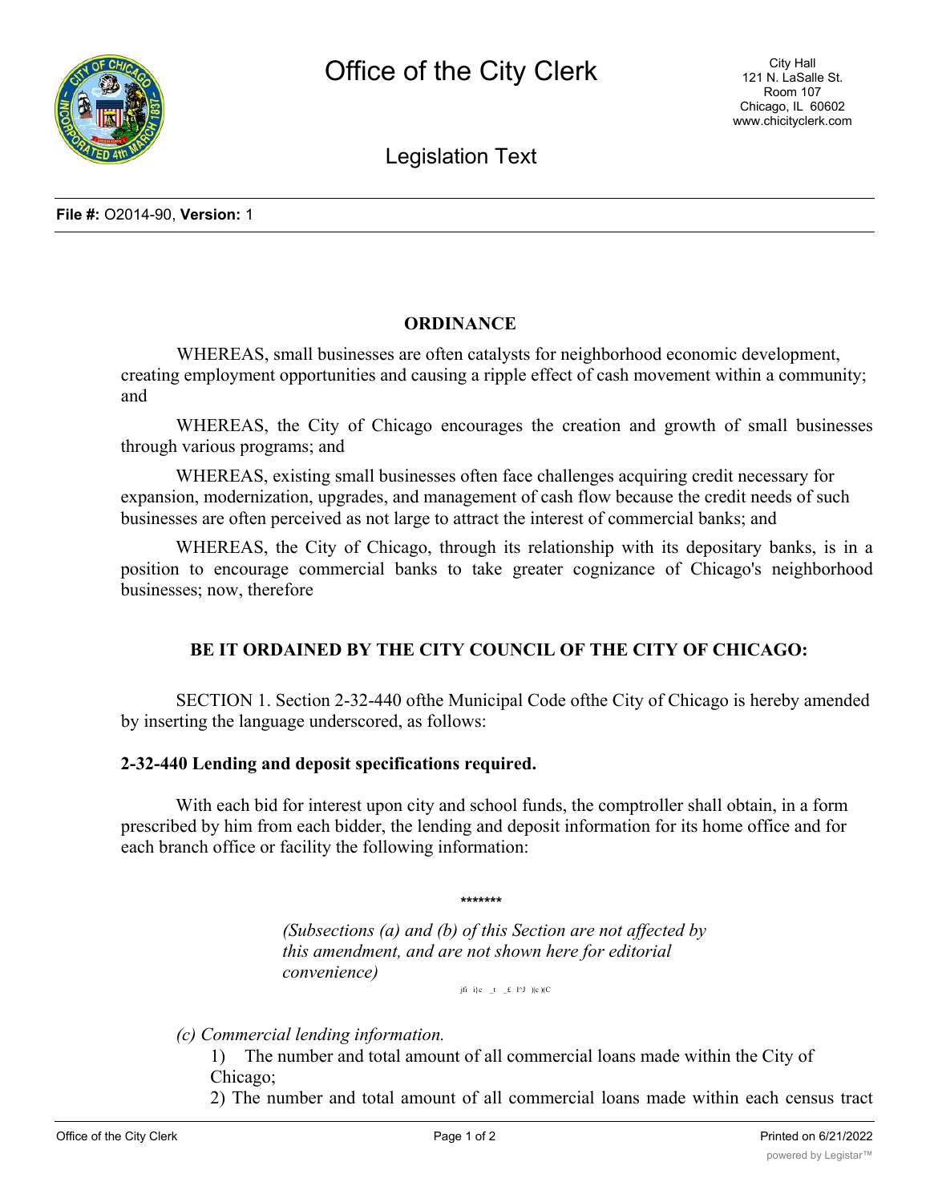Office of the City Clerk

City Hall
121 N. LaSalle St.
Room 107
Chicago, IL 60602
www.chicityclerk.com

Legislation Text

**File #:** O2014-90, **Version:** 1

## ORDINANCE

WHEREAS, small businesses are often catalysts for neighborhood economic development, creating employment opportunities and causing a ripple effect of cash movement within a community; and

WHEREAS, the City of Chicago encourages the creation and growth of small businesses through various programs; and

WHEREAS, existing small businesses often face challenges acquiring credit necessary for expansion, modernization, upgrades, and management of cash flow because the credit needs of such businesses are often perceived as not large to attract the interest of commercial banks; and

WHEREAS, the City of Chicago, through its relationship with its depositary banks, is in a position to encourage commercial banks to take greater cognizance of Chicago's neighborhood businesses; now, therefore

**BE IT ORDAINED BY THE CITY COUNCIL OF THE CITY OF CHICAGO:**

SECTION 1. Section 2-32-440 ofthe Municipal Code ofthe City of Chicago is hereby amended by inserting the language underscored, as follows:

**2-32-440 Lending and deposit specifications required.**

With each bid for interest upon city and school funds, the comptroller shall obtain, in a form prescribed by him from each bidder, the lending and deposit information for its home office and for each branch office or facility the following information:

*******

*(Subsections (a) and (b) of this Section are not affected by this amendment, and are not shown here for editorial convenience)*

jfi i}c _t _£ l^J )|c )(C

*(c) Commercial lending information.*

1) The number and total amount of all commercial loans made within the City of Chicago;

2) The number and total amount of all commercial loans made within each census tract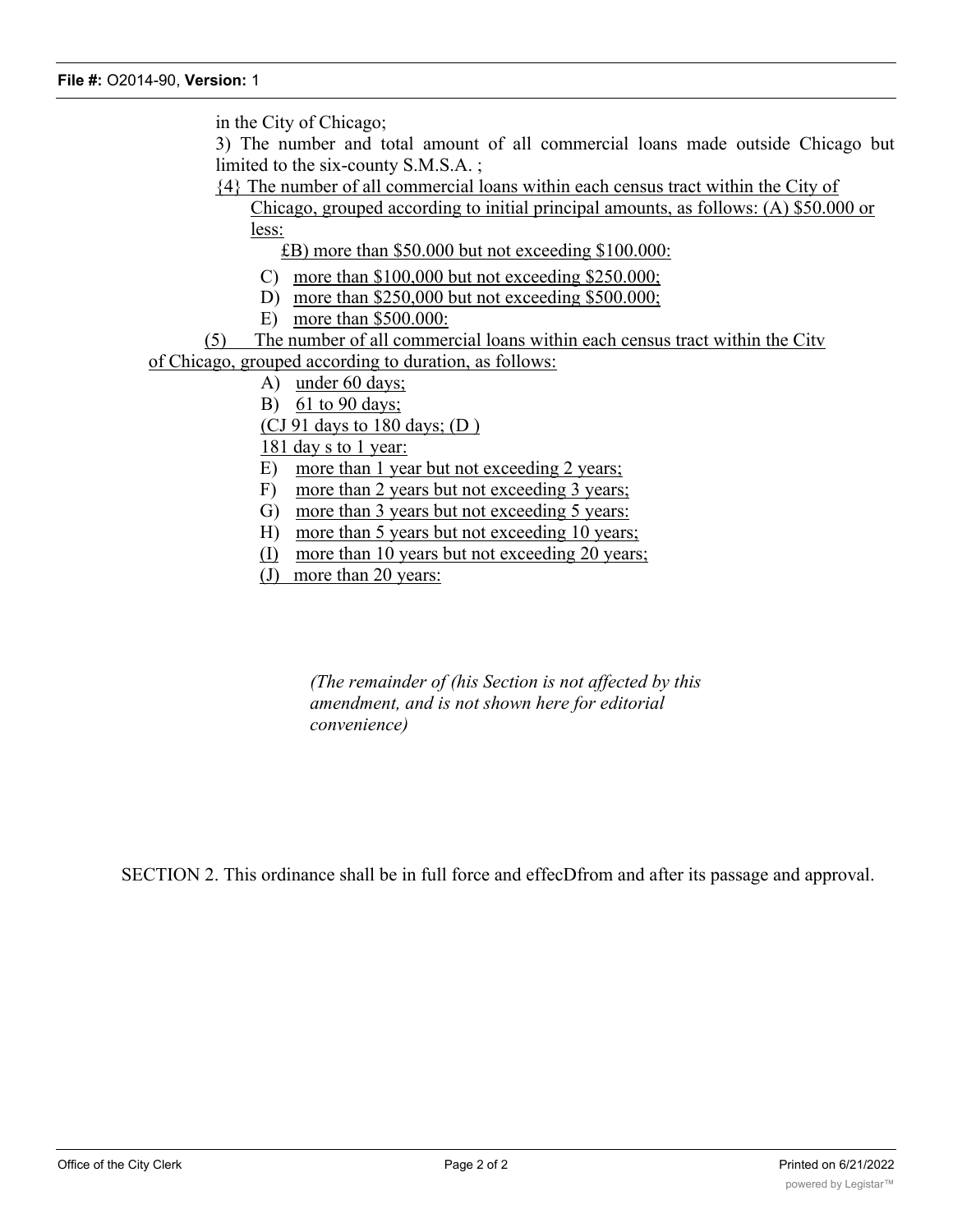in the City of Chicago;

3) The number and total amount of all commercial loans made outside Chicago but limited to the six-county S.M.S.A. ;

{4} The number of all commercial loans within each census tract within the City of Chicago, grouped according to initial principal amounts, as follows: (A) $50.000 or less:

£B) more than $50.000 but not exceeding $100.000:

C) more than $100,000 but not exceeding $250.000;

D) more than $250,000 but not exceeding $500.000;

E) more than $500.000:

(5) The number of all commercial loans within each census tract within the Citv of Chicago, grouped according to duration, as follows:

A) under 60 days;

B) 61 to 90 days;

(CJ 91 days to 180 days; (D )

181 day s to 1 year:

E) more than 1 year but not exceeding 2 years;

F) more than 2 years but not exceeding 3 years;

G) more than 3 years but not exceeding 5 years:

H) more than 5 years but not exceeding 10 years;

(I) more than 10 years but not exceeding 20 years;

(J) more than 20 years:

*(The remainder of (his Section is not affected by this amendment, and is not shown here for editorial convenience)*

SECTION 2. This ordinance shall be in full force and effecDfrom and after its passage and approval.